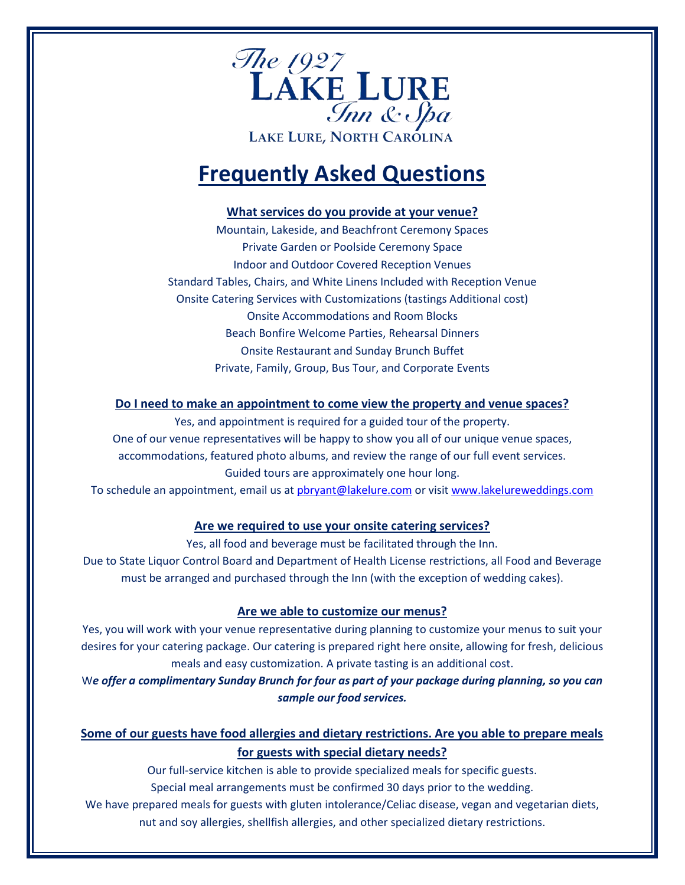*The 1927*
**LAKE LURE**
*Inn & Spa*
LAKE LURE, NORTH CAROLINA

# Frequently Asked Questions

### What services do you provide at your venue?

Mountain, Lakeside, and Beachfront Ceremony Spaces
Private Garden or Poolside Ceremony Space
Indoor and Outdoor Covered Reception Venues
Standard Tables, Chairs, and White Linens Included with Reception Venue
Onsite Catering Services with Customizations (tastings Additional cost)
Onsite Accommodations and Room Blocks
Beach Bonfire Welcome Parties, Rehearsal Dinners
Onsite Restaurant and Sunday Brunch Buffet
Private, Family, Group, Bus Tour, and Corporate Events

### Do I need to make an appointment to come view the property and venue spaces?

Yes, and appointment is required for a guided tour of the property.
One of our venue representatives will be happy to show you all of our unique venue spaces, accommodations, featured photo albums, and review the range of our full event services.
Guided tours are approximately one hour long.
To schedule an appointment, email us at pbryant@lakelure.com or visit www.lakelureweddings.com

### Are we required to use your onsite catering services?

Yes, all food and beverage must be facilitated through the Inn.
Due to State Liquor Control Board and Department of Health License restrictions, all Food and Beverage must be arranged and purchased through the Inn (with the exception of wedding cakes).

### Are we able to customize our menus?

Yes, you will work with your venue representative during planning to customize your menus to suit your desires for your catering package. Our catering is prepared right here onsite, allowing for fresh, delicious meals and easy customization. A private tasting is an additional cost.
W***e offer a complimentary Sunday Brunch for four as part of your package during planning, so you can sample our food services.***

### Some of our guests have food allergies and dietary restrictions. Are you able to prepare meals for guests with special dietary needs?

Our full-service kitchen is able to provide specialized meals for specific guests.
Special meal arrangements must be confirmed 30 days prior to the wedding.
We have prepared meals for guests with gluten intolerance/Celiac disease, vegan and vegetarian diets, nut and soy allergies, shellfish allergies, and other specialized dietary restrictions.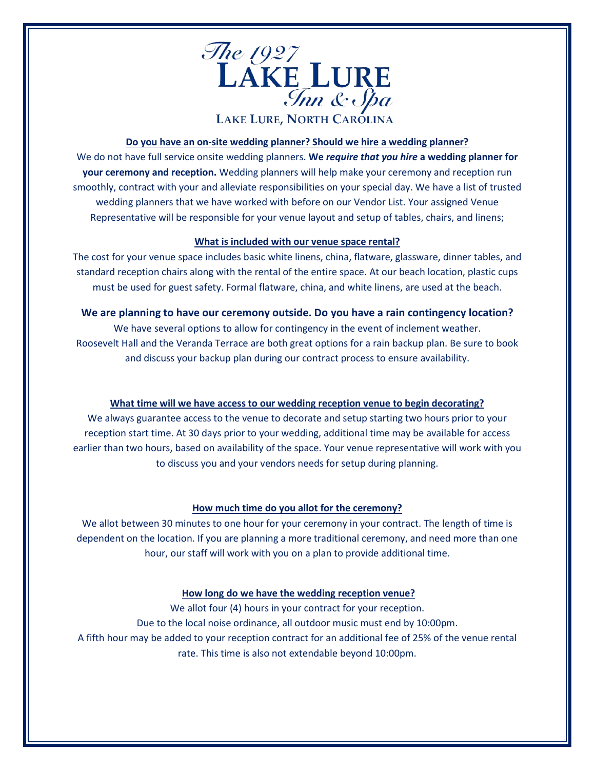# The 1927 LAKE LURE Inn & Spa

LAKE LURE, NORTH CAROLINA

**Do you have an on-site wedding planner? Should we hire a wedding planner?**

We do not have full service onsite wedding planners. **We *require that you hire* a wedding planner for your ceremony and reception.** Wedding planners will help make your ceremony and reception run smoothly, contract with your and alleviate responsibilities on your special day. We have a list of trusted wedding planners that we have worked with before on our Vendor List. Your assigned Venue Representative will be responsible for your venue layout and setup of tables, chairs, and linens;

**What is included with our venue space rental?**

The cost for your venue space includes basic white linens, china, flatware, glassware, dinner tables, and standard reception chairs along with the rental of the entire space. At our beach location, plastic cups must be used for guest safety. Formal flatware, china, and white linens, are used at the beach.

**We are planning to have our ceremony outside. Do you have a rain contingency location?**

We have several options to allow for contingency in the event of inclement weather. Roosevelt Hall and the Veranda Terrace are both great options for a rain backup plan. Be sure to book and discuss your backup plan during our contract process to ensure availability.

**What time will we have access to our wedding reception venue to begin decorating?**

We always guarantee access to the venue to decorate and setup starting two hours prior to your reception start time. At 30 days prior to your wedding, additional time may be available for access earlier than two hours, based on availability of the space. Your venue representative will work with you to discuss you and your vendors needs for setup during planning.

**How much time do you allot for the ceremony?**

We allot between 30 minutes to one hour for your ceremony in your contract. The length of time is dependent on the location. If you are planning a more traditional ceremony, and need more than one hour, our staff will work with you on a plan to provide additional time.

**How long do we have the wedding reception venue?**

We allot four (4) hours in your contract for your reception.
Due to the local noise ordinance, all outdoor music must end by 10:00pm.
A fifth hour may be added to your reception contract for an additional fee of 25% of the venue rental rate. This time is also not extendable beyond 10:00pm.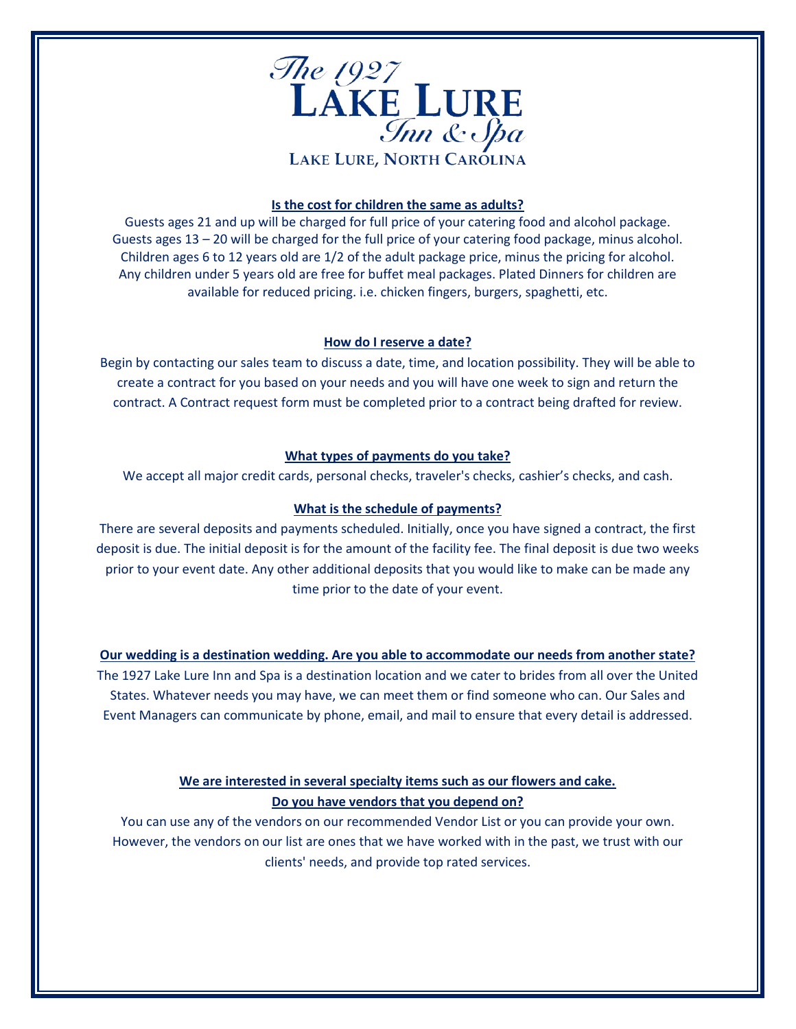# The 1927 Lake Lure Inn & Spa

**Lake Lure, North Carolina**

**Is the cost for children the same as adults?**

Guests ages 21 and up will be charged for full price of your catering food and alcohol package. Guests ages 13 – 20 will be charged for the full price of your catering food package, minus alcohol. Children ages 6 to 12 years old are 1/2 of the adult package price, minus the pricing for alcohol. Any children under 5 years old are free for buffet meal packages. Plated Dinners for children are available for reduced pricing. i.e. chicken fingers, burgers, spaghetti, etc.

**How do I reserve a date?**

Begin by contacting our sales team to discuss a date, time, and location possibility. They will be able to create a contract for you based on your needs and you will have one week to sign and return the contract. A Contract request form must be completed prior to a contract being drafted for review.

**What types of payments do you take?**

We accept all major credit cards, personal checks, traveler's checks, cashier's checks, and cash.

**What is the schedule of payments?**

There are several deposits and payments scheduled. Initially, once you have signed a contract, the first deposit is due. The initial deposit is for the amount of the facility fee. The final deposit is due two weeks prior to your event date. Any other additional deposits that you would like to make can be made any time prior to the date of your event.

**Our wedding is a destination wedding. Are you able to accommodate our needs from another state?**

The 1927 Lake Lure Inn and Spa is a destination location and we cater to brides from all over the United States. Whatever needs you may have, we can meet them or find someone who can. Our Sales and Event Managers can communicate by phone, email, and mail to ensure that every detail is addressed.

**We are interested in several specialty items such as our flowers and cake. Do you have vendors that you depend on?**

You can use any of the vendors on our recommended Vendor List or you can provide your own. However, the vendors on our list are ones that we have worked with in the past, we trust with our clients' needs, and provide top rated services.